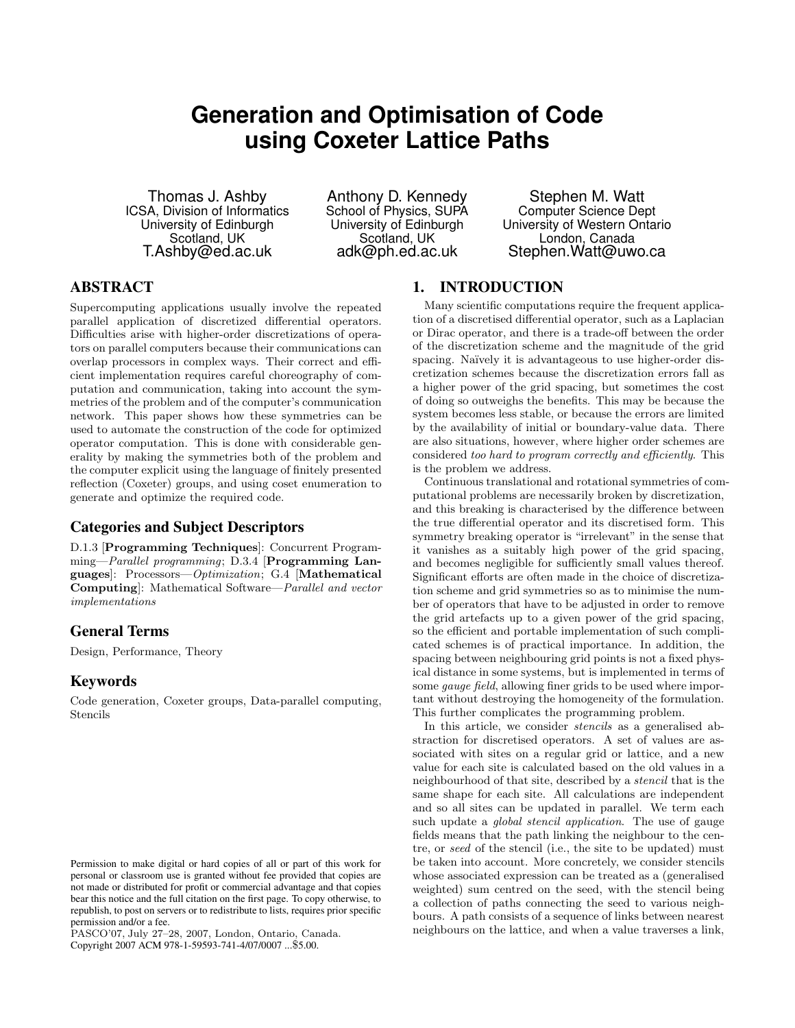# Generation and Optimisation of Code using Coxeter Lattice Paths

Thomas J. Ashby
ICSA, Division of Informatics
University of Edinburgh
Scotland, UK
T.Ashby@ed.ac.uk

Anthony D. Kennedy
School of Physics, SUPA
University of Edinburgh
Scotland, UK
adk@ph.ed.ac.uk

Stephen M. Watt
Computer Science Dept
University of Western Ontario
London, Canada
Stephen.Watt@uwo.ca

## ABSTRACT

Supercomputing applications usually involve the repeated parallel application of discretized differential operators. Difficulties arise with higher-order discretizations of operators on parallel computers because their communications can overlap processors in complex ways. Their correct and efficient implementation requires careful choreography of computation and communication, taking into account the symmetries of the problem and of the computer's communication network. This paper shows how these symmetries can be used to automate the construction of the code for optimized operator computation. This is done with considerable generality by making the symmetries both of the problem and the computer explicit using the language of finitely presented reflection (Coxeter) groups, and using coset enumeration to generate and optimize the required code.

### Categories and Subject Descriptors

D.1.3 [**Programming Techniques**]: Concurrent Programming—*Parallel programming*; D.3.4 [**Programming Languages**]: Processors—*Optimization*; G.4 [**Mathematical Computing**]: Mathematical Software—*Parallel and vector implementations*

### General Terms

Design, Performance, Theory

### Keywords

Code generation, Coxeter groups, Data-parallel computing, Stencils

Permission to make digital or hard copies of all or part of this work for personal or classroom use is granted without fee provided that copies are not made or distributed for profit or commercial advantage and that copies bear this notice and the full citation on the first page. To copy otherwise, to republish, to post on servers or to redistribute to lists, requires prior specific permission and/or a fee.
PASCO'07, July 27–28, 2007, London, Ontario, Canada.
Copyright 2007 ACM 978-1-59593-741-4/07/0007 ...$5.00.

## 1. INTRODUCTION

Many scientific computations require the frequent application of a discretised differential operator, such as a Laplacian or Dirac operator, and there is a trade-off between the order of the discretization scheme and the magnitude of the grid spacing. Naïvely it is advantageous to use higher-order discretization schemes because the discretization errors fall as a higher power of the grid spacing, but sometimes the cost of doing so outweighs the benefits. This may be because the system becomes less stable, or because the errors are limited by the availability of initial or boundary-value data. There are also situations, however, where higher order schemes are considered *too hard to program correctly and efficiently*. This is the problem we address.

Continuous translational and rotational symmetries of computational problems are necessarily broken by discretization, and this breaking is characterised by the difference between the true differential operator and its discretised form. This symmetry breaking operator is "irrelevant" in the sense that it vanishes as a suitably high power of the grid spacing, and becomes negligible for sufficiently small values thereof. Significant efforts are often made in the choice of discretization scheme and grid symmetries so as to minimise the number of operators that have to be adjusted in order to remove the grid artefacts up to a given power of the grid spacing, so the efficient and portable implementation of such complicated schemes is of practical importance. In addition, the spacing between neighbouring grid points is not a fixed physical distance in some systems, but is implemented in terms of some *gauge field*, allowing finer grids to be used where important without destroying the homogeneity of the formulation. This further complicates the programming problem.

In this article, we consider *stencils* as a generalised abstraction for discretised operators. A set of values are associated with sites on a regular grid or lattice, and a new value for each site is calculated based on the old values in a neighbourhood of that site, described by a *stencil* that is the same shape for each site. All calculations are independent and so all sites can be updated in parallel. We term each such update a *global stencil application*. The use of gauge fields means that the path linking the neighbour to the centre, or *seed* of the stencil (i.e., the site to be updated) must be taken into account. More concretely, we consider stencils whose associated expression can be treated as a (generalised weighted) sum centred on the seed, with the stencil being a collection of paths connecting the seed to various neighbours. A path consists of a sequence of links between nearest neighbours on the lattice, and when a value traverses a link,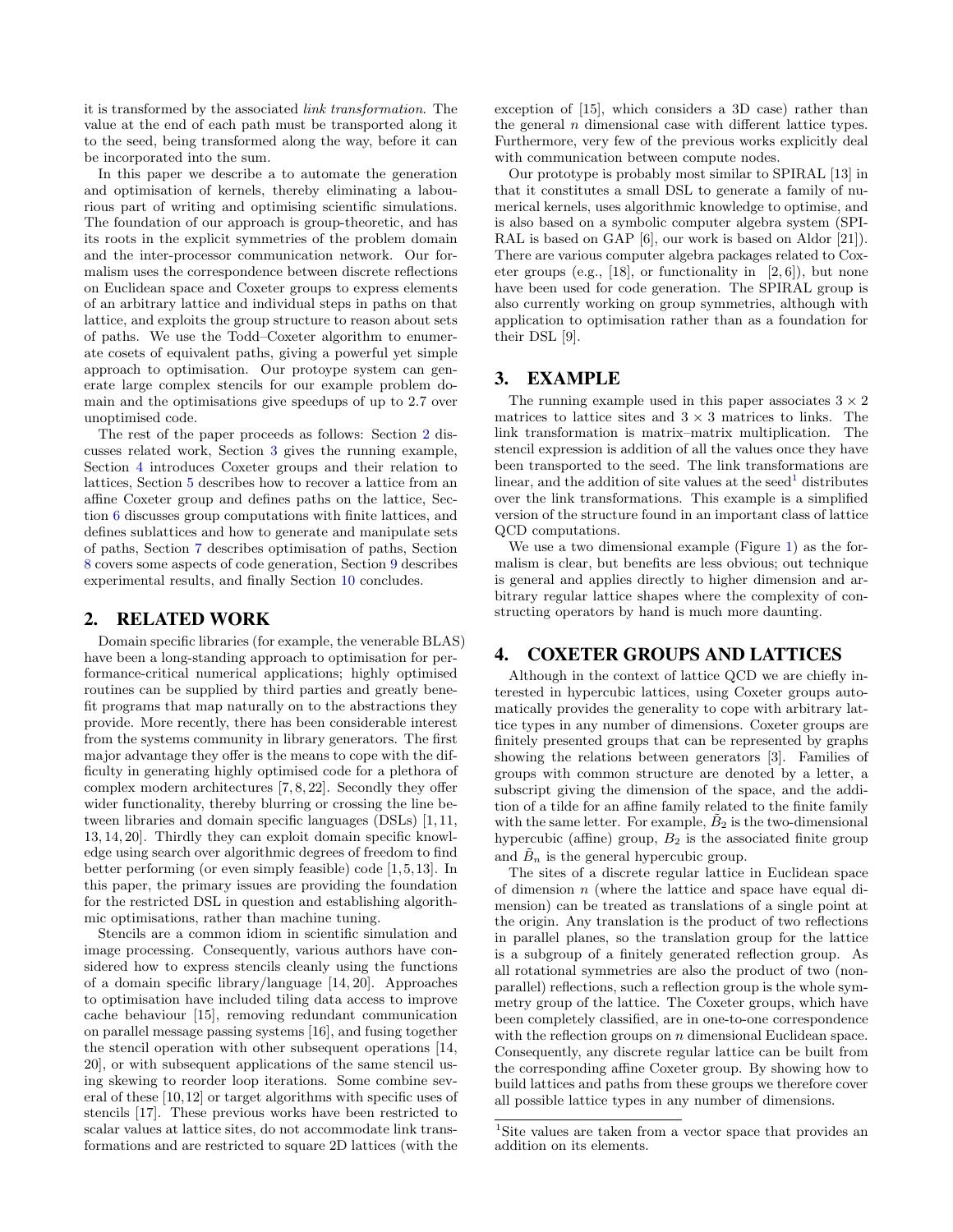it is transformed by the associated *link transformation*. The value at the end of each path must be transported along it to the seed, being transformed along the way, before it can be incorporated into the sum.

In this paper we describe a to automate the generation and optimisation of kernels, thereby eliminating a laborious part of writing and optimising scientific simulations. The foundation of our approach is group-theoretic, and has its roots in the explicit symmetries of the problem domain and the inter-processor communication network. Our formalism uses the correspondence between discrete reflections on Euclidean space and Coxeter groups to express elements of an arbitrary lattice and individual steps in paths on that lattice, and exploits the group structure to reason about sets of paths. We use the Todd–Coxeter algorithm to enumerate cosets of equivalent paths, giving a powerful yet simple approach to optimisation. Our protoype system can generate large complex stencils for our example problem domain and the optimisations give speedups of up to 2.7 over unoptimised code.

The rest of the paper proceeds as follows: Section 2 discusses related work, Section 3 gives the running example, Section 4 introduces Coxeter groups and their relation to lattices, Section 5 describes how to recover a lattice from an affine Coxeter group and defines paths on the lattice, Section 6 discusses group computations with finite lattices, and defines sublattices and how to generate and manipulate sets of paths, Section 7 describes optimisation of paths, Section 8 covers some aspects of code generation, Section 9 describes experimental results, and finally Section 10 concludes.

## 2. RELATED WORK

Domain specific libraries (for example, the venerable BLAS) have been a long-standing approach to optimisation for performance-critical numerical applications; highly optimised routines can be supplied by third parties and greatly benefit programs that map naturally on to the abstractions they provide. More recently, there has been considerable interest from the systems community in library generators. The first major advantage they offer is the means to cope with the difficulty in generating highly optimised code for a plethora of complex modern architectures [7, 8, 22]. Secondly they offer wider functionality, thereby blurring or crossing the line between libraries and domain specific languages (DSLs) [1, 11, 13, 14, 20]. Thirdly they can exploit domain specific knowledge using search over algorithmic degrees of freedom to find better performing (or even simply feasible) code [1, 5, 13]. In this paper, the primary issues are providing the foundation for the restricted DSL in question and establishing algorithmic optimisations, rather than machine tuning.

Stencils are a common idiom in scientific simulation and image processing. Consequently, various authors have considered how to express stencils cleanly using the functions of a domain specific library/language [14, 20]. Approaches to optimisation have included tiling data access to improve cache behaviour [15], removing redundant communication on parallel message passing systems [16], and fusing together the stencil operation with other subsequent operations [14, 20], or with subsequent applications of the same stencil using skewing to reorder loop iterations. Some combine several of these [10, 12] or target algorithms with specific uses of stencils [17]. These previous works have been restricted to scalar values at lattice sites, do not accommodate link transformations and are restricted to square 2D lattices (with the exception of [15], which considers a 3D case) rather than the general $n$ dimensional case with different lattice types. Furthermore, very few of the previous works explicitly deal with communication between compute nodes.

Our prototype is probably most similar to SPIRAL [13] in that it constitutes a small DSL to generate a family of numerical kernels, uses algorithmic knowledge to optimise, and is also based on a symbolic computer algebra system (SPIRAL is based on GAP [6], our work is based on Aldor [21]). There are various computer algebra packages related to Coxeter groups (e.g., [18], or functionality in [2, 6]), but none have been used for code generation. The SPIRAL group is also currently working on group symmetries, although with application to optimisation rather than as a foundation for their DSL [9].

## 3. EXAMPLE

The running example used in this paper associates $3 \times 2$ matrices to lattice sites and $3 \times 3$ matrices to links. The link transformation is matrix–matrix multiplication. The stencil expression is addition of all the values once they have been transported to the seed. The link transformations are linear, and the addition of site values at the seed[1] distributes over the link transformations. This example is a simplified version of the structure found in an important class of lattice QCD computations.

We use a two dimensional example (Figure 1) as the formalism is clear, but benefits are less obvious; out technique is general and applies directly to higher dimension and arbitrary regular lattice shapes where the complexity of constructing operators by hand is much more daunting.

## 4. COXETER GROUPS AND LATTICES

Although in the context of lattice QCD we are chiefly interested in hypercubic lattices, using Coxeter groups automatically provides the generality to cope with arbitrary lattice types in any number of dimensions. Coxeter groups are finitely presented groups that can be represented by graphs showing the relations between generators [3]. Families of groups with common structure are denoted by a letter, a subscript giving the dimension of the space, and the addition of a tilde for an affine family related to the finite family with the same letter. For example, $\tilde{B}_2$ is the two-dimensional hypercubic (affine) group, $B_2$ is the associated finite group and $\tilde{B}_n$ is the general hypercubic group.

The sites of a discrete regular lattice in Euclidean space of dimension $n$ (where the lattice and space have equal dimension) can be treated as translations of a single point at the origin. Any translation is the product of two reflections in parallel planes, so the translation group for the lattice is a subgroup of a finitely generated reflection group. As all rotational symmetries are also the product of two (non-parallel) reflections, such a reflection group is the whole symmetry group of the lattice. The Coxeter groups, which have been completely classified, are in one-to-one correspondence with the reflection groups on $n$ dimensional Euclidean space. Consequently, any discrete regular lattice can be built from the corresponding affine Coxeter group. By showing how to build lattices and paths from these groups we therefore cover all possible lattice types in any number of dimensions.

[1] Site values are taken from a vector space that provides an addition on its elements.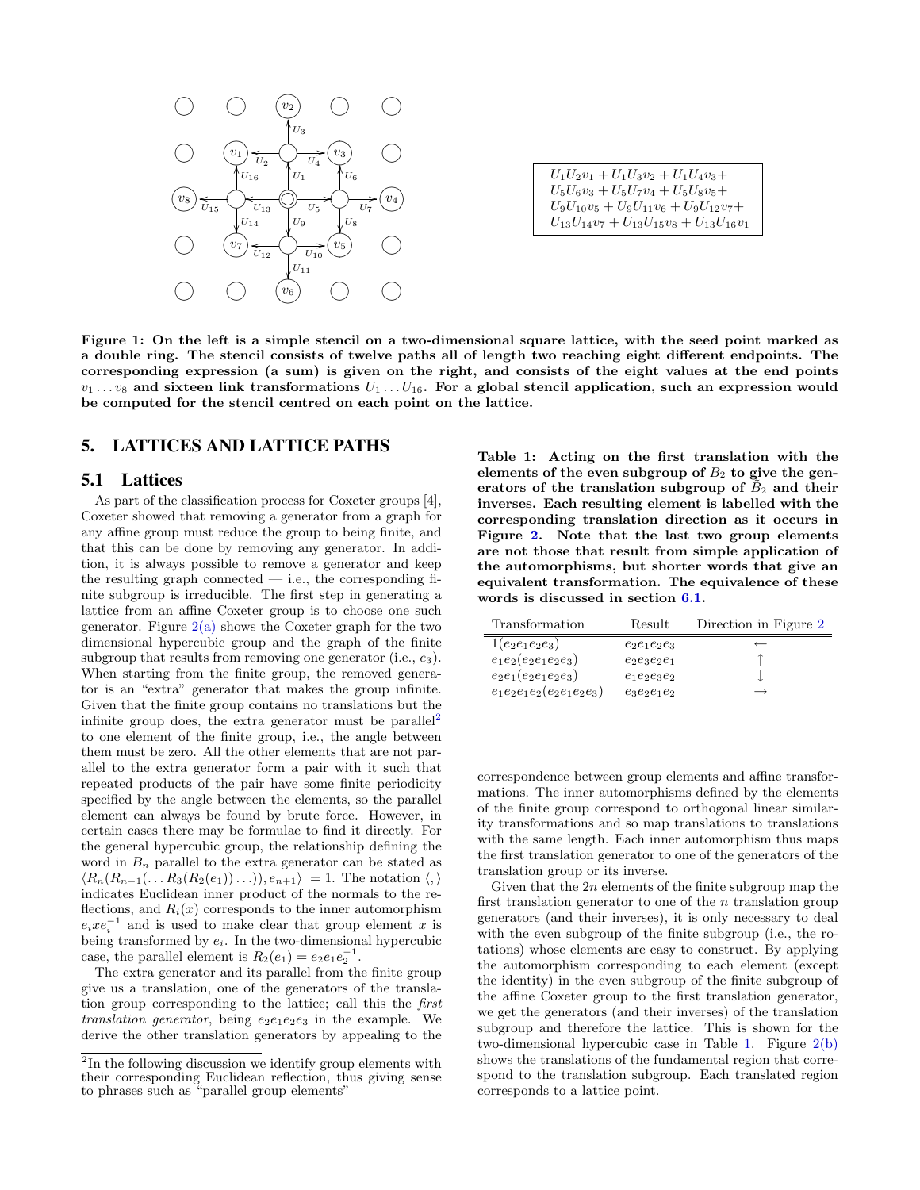$$U_1U_2v_1 + U_1U_3v_2 + U_1U_4v_3 +$$
$$U_5U_6v_3 + U_5U_7v_4 + U_5U_8v_5 +$$
$$U_9U_{10}v_5 + U_9U_{11}v_6 + U_9U_{12}v_7 +$$
$$U_{13}U_{14}v_7 + U_{13}U_{15}v_8 + U_{13}U_{16}v_1$$

**Figure 1: On the left is a simple stencil on a two-dimensional square lattice, with the seed point marked as a double ring. The stencil consists of twelve paths all of length two reaching eight different endpoints. The corresponding expression (a sum) is given on the right, and consists of the eight values at the end points $v_1 \ldots v_8$ and sixteen link transformations $U_1 \ldots U_{16}$. For a global stencil application, such an expression would be computed for the stencil centred on each point on the lattice.**

## 5. LATTICES AND LATTICE PATHS

### 5.1 Lattices

As part of the classification process for Coxeter groups [4], Coxeter showed that removing a generator from a graph for any affine group must reduce the group to being finite, and that this can be done by removing any generator. In addition, it is always possible to remove a generator and keep the resulting graph connected — i.e., the corresponding finite subgroup is irreducible. The first step in generating a lattice from an affine Coxeter group is to choose one such generator. Figure 2(a) shows the Coxeter graph for the two dimensional hypercubic group and the graph of the finite subgroup that results from removing one generator (i.e., $e_3$). When starting from the finite group, the removed generator is an "extra" generator that makes the group infinite. Given that the finite group contains no translations but the infinite group does, the extra generator must be parallel[2] to one element of the finite group, i.e., the angle between them must be zero. All the other elements that are not parallel to the extra generator form a pair with it such that repeated products of the pair have some finite periodicity specified by the angle between the elements, so the parallel element can always be found by brute force. However, in certain cases there may be formulae to find it directly. For the general hypercubic group, the relationship defining the word in $B_n$ parallel to the extra generator can be stated as $\langle R_n(R_{n-1}(\ldots R_3(R_2(e_1))\ldots)), e_{n+1}\rangle = 1$. The notation $\langle , \rangle$ indicates Euclidean inner product of the normals to the reflections, and $R_i(x)$ corresponds to the inner automorphism $e_i x e_i^{-1}$ and is used to make clear that group element $x$ is being transformed by $e_i$. In the two-dimensional hypercubic case, the parallel element is $R_2(e_1) = e_2e_1e_2^{-1}$.

The extra generator and its parallel from the finite group give us a translation, one of the generators of the translation group corresponding to the lattice; call this the *first translation generator*, being $e_2e_1e_2e_3$ in the example. We derive the other translation generators by appealing to the correspondence between group elements and affine transformations. The inner automorphisms defined by the elements of the finite group correspond to orthogonal linear similarity transformations and so map translations to translations with the same length. Each inner automorphism thus maps the first translation generator to one of the generators of the translation group or its inverse.

[2]In the following discussion we identify group elements with their corresponding Euclidean reflection, thus giving sense to phrases such as "parallel group elements"

**Table 1: Acting on the first translation with the elements of the even subgroup of $B_2$ to give the generators of the translation subgroup of $\tilde{B}_2$ and their inverses. Each resulting element is labelled with the corresponding translation direction as it occurs in Figure 2. Note that the last two group elements are not those that result from simple application of the automorphisms, but shorter words that give an equivalent transformation. The equivalence of these words is discussed in section 6.1.**

| Transformation | Result | Direction in Figure 2 |
|---|---|---|
| $1(e_2e_1e_2e_3)$ | $e_2e_1e_2e_3$ | $\leftarrow$ |
| $e_1e_2(e_2e_1e_2e_3)$ | $e_2e_3e_2e_1$ | $\uparrow$ |
| $e_2e_1(e_2e_1e_2e_3)$ | $e_1e_2e_3e_2$ | $\downarrow$ |
| $e_1e_2e_1e_2(e_2e_1e_2e_3)$ | $e_3e_2e_1e_2$ | $\rightarrow$ |

Given that the $2n$ elements of the finite subgroup map the first translation generator to one of the $n$ translation group generators (and their inverses), it is only necessary to deal with the even subgroup of the finite subgroup (i.e., the rotations) whose elements are easy to construct. By applying the automorphism corresponding to each element (except the identity) in the even subgroup of the finite subgroup of the affine Coxeter group to the first translation generator, we get the generators (and their inverses) of the translation subgroup and therefore the lattice. This is shown for the two-dimensional hypercubic case in Table 1. Figure 2(b) shows the translations of the fundamental region that correspond to the translation subgroup. Each translated region corresponds to a lattice point.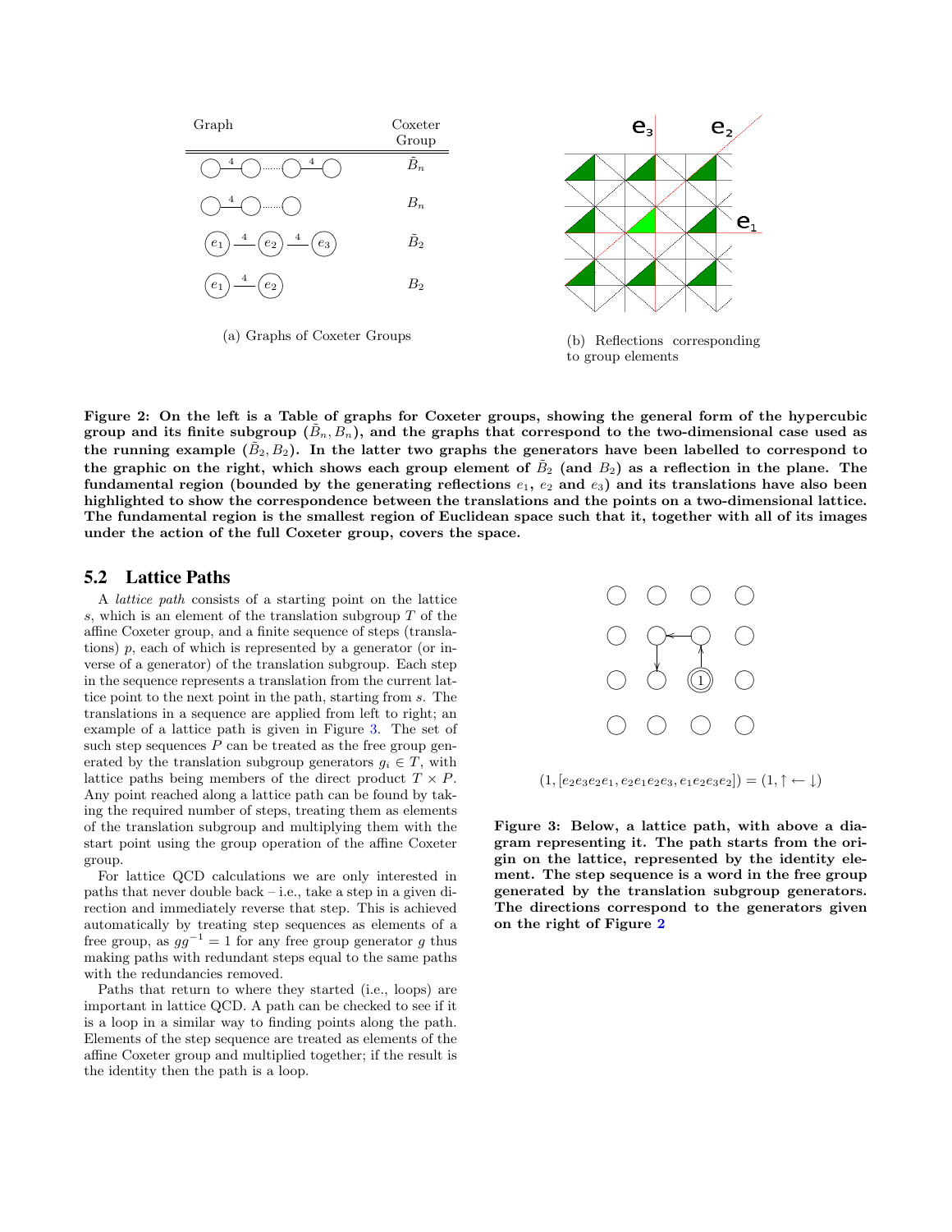| Graph | Coxeter Group |
|---|---|
| ◯ —4— ◯ ······ ◯ —4— ◯ | $\tilde{B}_n$ |
| ◯ —4— ◯ ······ ◯ | $B_n$ |
| $e_1$ —4— $e_2$ —4— $e_3$ | $\tilde{B}_2$ |
| $e_1$ —4— $e_2$ | $B_2$ |

(a) Graphs of Coxeter Groups

(b) Reflections corresponding to group elements

**Figure 2: On the left is a Table of graphs for Coxeter groups, showing the general form of the hypercubic group and its finite subgroup ($\tilde{B}_n, B_n$), and the graphs that correspond to the two-dimensional case used as the running example ($\tilde{B}_2, B_2$). In the latter two graphs the generators have been labelled to correspond to the graphic on the right, which shows each group element of $\tilde{B}_2$ (and $B_2$) as a reflection in the plane. The fundamental region (bounded by the generating reflections $e_1$, $e_2$ and $e_3$) and its translations have also been highlighted to show the correspondence between the translations and the points on a two-dimensional lattice. The fundamental region is the smallest region of Euclidean space such that it, together with all of its images under the action of the full Coxeter group, covers the space.**

## 5.2 Lattice Paths

A *lattice path* consists of a starting point on the lattice $s$, which is an element of the translation subgroup $T$ of the affine Coxeter group, and a finite sequence of steps (translations) $p$, each of which is represented by a generator (or inverse of a generator) of the translation subgroup. Each step in the sequence represents a translation from the current lattice point to the next point in the path, starting from $s$. The translations in a sequence are applied from left to right; an example of a lattice path is given in Figure 3. The set of such step sequences $P$ can be treated as the free group generated by the translation subgroup generators $g_i \in T$, with lattice paths being members of the direct product $T \times P$. Any point reached along a lattice path can be found by taking the required number of steps, treating them as elements of the translation subgroup and multiplying them with the start point using the group operation of the affine Coxeter group.

For lattice QCD calculations we are only interested in paths that never double back – i.e., take a step in a given direction and immediately reverse that step. This is achieved automatically by treating step sequences as elements of a free group, as $gg^{-1} = 1$ for any free group generator $g$ thus making paths with redundant steps equal to the same paths with the redundancies removed.

Paths that return to where they started (i.e., loops) are important in lattice QCD. A path can be checked to see if it is a loop in a similar way to finding points along the path. Elements of the step sequence are treated as elements of the affine Coxeter group and multiplied together; if the result is the identity then the path is a loop.

$$(1, [e_2e_3e_2e_1, e_2e_1e_2e_3, e_1e_2e_3e_2]) = (1, \uparrow \leftarrow \downarrow)$$

**Figure 3: Below, a lattice path, with above a diagram representing it. The path starts from the origin on the lattice, represented by the identity element. The step sequence is a word in the free group generated by the translation subgroup generators. The directions correspond to the generators given on the right of Figure 2**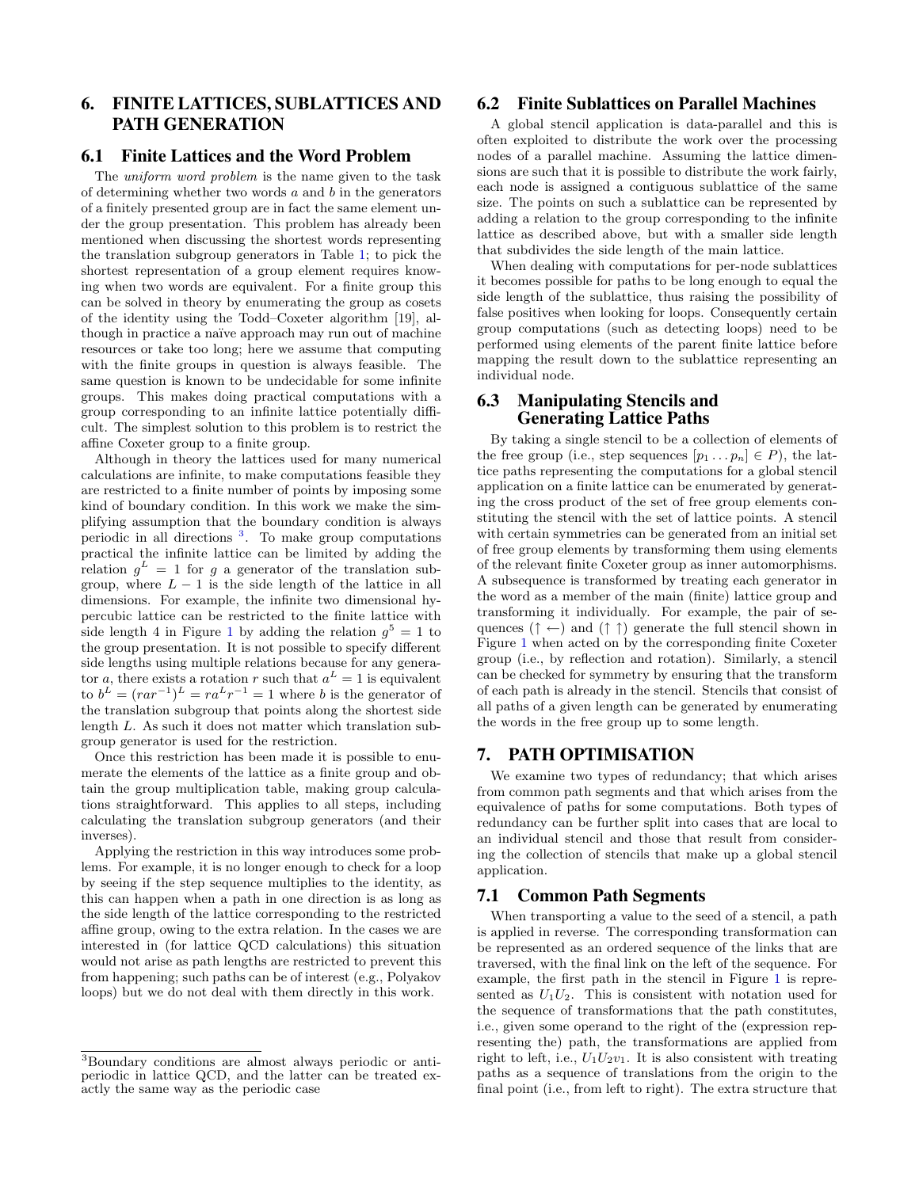## 6. FINITE LATTICES, SUBLATTICES AND PATH GENERATION

### 6.1 Finite Lattices and the Word Problem

The *uniform word problem* is the name given to the task of determining whether two words $a$ and $b$ in the generators of a finitely presented group are in fact the same element under the group presentation. This problem has already been mentioned when discussing the shortest words representing the translation subgroup generators in Table 1; to pick the shortest representation of a group element requires knowing when two words are equivalent. For a finite group this can be solved in theory by enumerating the group as cosets of the identity using the Todd–Coxeter algorithm [19], although in practice a naïve approach may run out of machine resources or take too long; here we assume that computing with the finite groups in question is always feasible. The same question is known to be undecidable for some infinite groups. This makes doing practical computations with a group corresponding to an infinite lattice potentially difficult. The simplest solution to this problem is to restrict the affine Coxeter group to a finite group.

Although in theory the lattices used for many numerical calculations are infinite, to make computations feasible they are restricted to a finite number of points by imposing some kind of boundary condition. In this work we make the simplifying assumption that the boundary condition is always periodic in all directions [3]. To make group computations practical the infinite lattice can be limited by adding the relation $g^L = 1$ for $g$ a generator of the translation subgroup, where $L - 1$ is the side length of the lattice in all dimensions. For example, the infinite two dimensional hypercubic lattice can be restricted to the finite lattice with side length 4 in Figure 1 by adding the relation $g^5 = 1$ to the group presentation. It is not possible to specify different side lengths using multiple relations because for any generator $a$, there exists a rotation $r$ such that $a^L = 1$ is equivalent to $b^L = (rar^{-1})^L = ra^Lr^{-1} = 1$ where $b$ is the generator of the translation subgroup that points along the shortest side length $L$. As such it does not matter which translation subgroup generator is used for the restriction.

Once this restriction has been made it is possible to enumerate the elements of the lattice as a finite group and obtain the group multiplication table, making group calculations straightforward. This applies to all steps, including calculating the translation subgroup generators (and their inverses).

Applying the restriction in this way introduces some problems. For example, it is no longer enough to check for a loop by seeing if the step sequence multiplies to the identity, as this can happen when a path in one direction is as long as the side length of the lattice corresponding to the restricted affine group, owing to the extra relation. In the cases we are interested in (for lattice QCD calculations) this situation would not arise as path lengths are restricted to prevent this from happening; such paths can be of interest (e.g., Polyakov loops) but we do not deal with them directly in this work.

[3] Boundary conditions are almost always periodic or anti-periodic in lattice QCD, and the latter can be treated exactly the same way as the periodic case

### 6.2 Finite Sublattices on Parallel Machines

A global stencil application is data-parallel and this is often exploited to distribute the work over the processing nodes of a parallel machine. Assuming the lattice dimensions are such that it is possible to distribute the work fairly, each node is assigned a contiguous sublattice of the same size. The points on such a sublattice can be represented by adding a relation to the group corresponding to the infinite lattice as described above, but with a smaller side length that subdivides the side length of the main lattice.

When dealing with computations for per-node sublattices it becomes possible for paths to be long enough to equal the side length of the sublattice, thus raising the possibility of false positives when looking for loops. Consequently certain group computations (such as detecting loops) need to be performed using elements of the parent finite lattice before mapping the result down to the sublattice representing an individual node.

### 6.3 Manipulating Stencils and Generating Lattice Paths

By taking a single stencil to be a collection of elements of the free group (i.e., step sequences $[p_1 \ldots p_n] \in P$), the lattice paths representing the computations for a global stencil application on a finite lattice can be enumerated by generating the cross product of the set of free group elements constituting the stencil with the set of lattice points. A stencil with certain symmetries can be generated from an initial set of free group elements by transforming them using elements of the relevant finite Coxeter group as inner automorphisms. A subsequence is transformed by treating each generator in the word as a member of the main (finite) lattice group and transforming it individually. For example, the pair of sequences $(\uparrow \leftarrow)$ and $(\uparrow \uparrow)$ generate the full stencil shown in Figure 1 when acted on by the corresponding finite Coxeter group (i.e., by reflection and rotation). Similarly, a stencil can be checked for symmetry by ensuring that the transform of each path is already in the stencil. Stencils that consist of all paths of a given length can be generated by enumerating the words in the free group up to some length.

## 7. PATH OPTIMISATION

We examine two types of redundancy; that which arises from common path segments and that which arises from the equivalence of paths for some computations. Both types of redundancy can be further split into cases that are local to an individual stencil and those that result from considering the collection of stencils that make up a global stencil application.

### 7.1 Common Path Segments

When transporting a value to the seed of a stencil, a path is applied in reverse. The corresponding transformation can be represented as an ordered sequence of the links that are traversed, with the final link on the left of the sequence. For example, the first path in the stencil in Figure 1 is represented as $U_1U_2$. This is consistent with notation used for the sequence of transformations that the path constitutes, i.e., given some operand to the right of the (expression representing the) path, the transformations are applied from right to left, i.e., $U_1U_2v_1$. It is also consistent with treating paths as a sequence of translations from the origin to the final point (i.e., from left to right). The extra structure that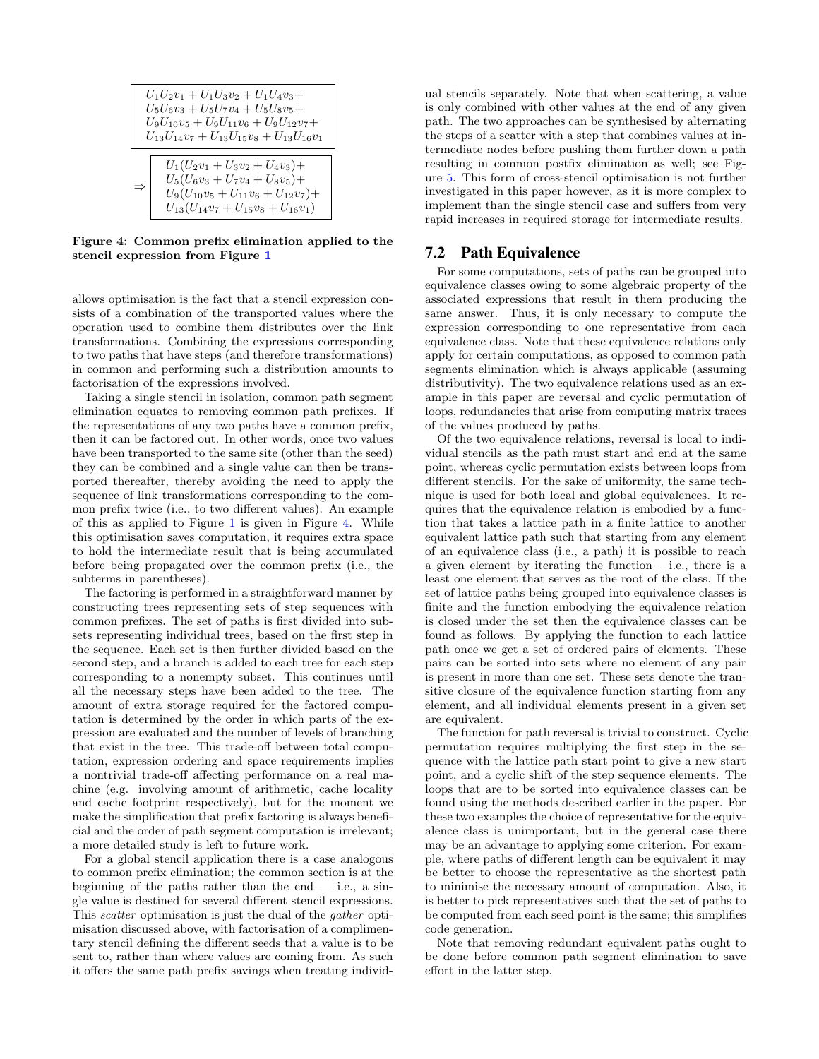$$
\begin{array}{l}
U_1U_2v_1 + U_1U_3v_2 + U_1U_4v_3 + \\
U_5U_6v_3 + U_5U_7v_4 + U_5U_8v_5 + \\
U_9U_{10}v_5 + U_9U_{11}v_6 + U_9U_{12}v_7 + \\
U_{13}U_{14}v_7 + U_{13}U_{15}v_8 + U_{13}U_{16}v_1
\end{array}
$$

$$
\Rightarrow
\begin{array}{l}
U_1(U_2v_1 + U_3v_2 + U_4v_3) + \\
U_5(U_6v_3 + U_7v_4 + U_8v_5) + \\
U_9(U_{10}v_5 + U_{11}v_6 + U_{12}v_7) + \\
U_{13}(U_{14}v_7 + U_{15}v_8 + U_{16}v_1)
\end{array}
$$

**Figure 4: Common prefix elimination applied to the stencil expression from Figure 1**

allows optimisation is the fact that a stencil expression consists of a combination of the transported values where the operation used to combine them distributes over the link transformations. Combining the expressions corresponding to two paths that have steps (and therefore transformations) in common and performing such a distribution amounts to factorisation of the expressions involved.

Taking a single stencil in isolation, common path segment elimination equates to removing common path prefixes. If the representations of any two paths have a common prefix, then it can be factored out. In other words, once two values have been transported to the same site (other than the seed) they can be combined and a single value can then be transported thereafter, thereby avoiding the need to apply the sequence of link transformations corresponding to the common prefix twice (i.e., to two different values). An example of this as applied to Figure 1 is given in Figure 4. While this optimisation saves computation, it requires extra space to hold the intermediate result that is being accumulated before being propagated over the common prefix (i.e., the subterms in parentheses).

The factoring is performed in a straightforward manner by constructing trees representing sets of step sequences with common prefixes. The set of paths is first divided into subsets representing individual trees, based on the first step in the sequence. Each set is then further divided based on the second step, and a branch is added to each tree for each step corresponding to a nonempty subset. This continues until all the necessary steps have been added to the tree. The amount of extra storage required for the factored computation is determined by the order in which parts of the expression are evaluated and the number of levels of branching that exist in the tree. This trade-off between total computation, expression ordering and space requirements implies a nontrivial trade-off affecting performance on a real machine (e.g. involving amount of arithmetic, cache locality and cache footprint respectively), but for the moment we make the simplification that prefix factoring is always beneficial and the order of path segment computation is irrelevant; a more detailed study is left to future work.

For a global stencil application there is a case analogous to common prefix elimination; the common section is at the beginning of the paths rather than the end — i.e., a single value is destined for several different stencil expressions. This *scatter* optimisation is just the dual of the *gather* optimisation discussed above, with factorisation of a complimentary stencil defining the different seeds that a value is to be sent to, rather than where values are coming from. As such it offers the same path prefix savings when treating individual stencils separately. Note that when scattering, a value is only combined with other values at the end of any given path. The two approaches can be synthesised by alternating the steps of a scatter with a step that combines values at intermediate nodes before pushing them further down a path resulting in common postfix elimination as well; see Figure 5. This form of cross-stencil optimisation is not further investigated in this paper however, as it is more complex to implement than the single stencil case and suffers from very rapid increases in required storage for intermediate results.

## 7.2 Path Equivalence

For some computations, sets of paths can be grouped into equivalence classes owing to some algebraic property of the associated expressions that result in them producing the same answer. Thus, it is only necessary to compute the expression corresponding to one representative from each equivalence class. Note that these equivalence relations only apply for certain computations, as opposed to common path segments elimination which is always applicable (assuming distributivity). The two equivalence relations used as an example in this paper are reversal and cyclic permutation of loops, redundancies that arise from computing matrix traces of the values produced by paths.

Of the two equivalence relations, reversal is local to individual stencils as the path must start and end at the same point, whereas cyclic permutation exists between loops from different stencils. For the sake of uniformity, the same technique is used for both local and global equivalences. It requires that the equivalence relation is embodied by a function that takes a lattice path in a finite lattice to another equivalent lattice path such that starting from any element of an equivalence class (i.e., a path) it is possible to reach a given element by iterating the function – i.e., there is a least one element that serves as the root of the class. If the set of lattice paths being grouped into equivalence classes is finite and the function embodying the equivalence relation is closed under the set then the equivalence classes can be found as follows. By applying the function to each lattice path once we get a set of ordered pairs of elements. These pairs can be sorted into sets where no element of any pair is present in more than one set. These sets denote the transitive closure of the equivalence function starting from any element, and all individual elements present in a given set are equivalent.

The function for path reversal is trivial to construct. Cyclic permutation requires multiplying the first step in the sequence with the lattice path start point to give a new start point, and a cyclic shift of the step sequence elements. The loops that are to be sorted into equivalence classes can be found using the methods described earlier in the paper. For these two examples the choice of representative for the equivalence class is unimportant, but in the general case there may be an advantage to applying some criterion. For example, where paths of different length can be equivalent it may be better to choose the representative as the shortest path to minimise the necessary amount of computation. Also, it is better to pick representatives such that the set of paths to be computed from each seed point is the same; this simplifies code generation.

Note that removing redundant equivalent paths ought to be done before common path segment elimination to save effort in the latter step.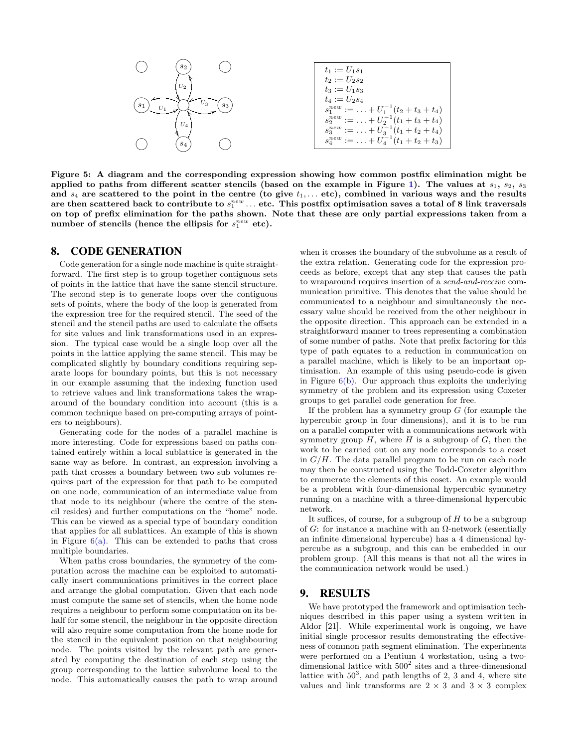$t_1 := U_1 s_1$
$t_2 := U_2 s_2$
$t_3 := U_1 s_3$
$t_4 := U_2 s_4$
$s_1^{new} := \ldots + U_1^{-1}(t_2 + t_3 + t_4)$
$s_2^{new} := \ldots + U_2^{-1}(t_1 + t_3 + t_4)$
$s_3^{new} := \ldots + U_3^{-1}(t_1 + t_2 + t_4)$
$s_4^{new} := \ldots + U_4^{-1}(t_1 + t_2 + t_3)$

**Figure 5: A diagram and the corresponding expression showing how common postfix elimination might be applied to paths from different scatter stencils (based on the example in Figure 1). The values at $s_1$, $s_2$, $s_3$ and $s_4$ are scattered to the point in the centre (to give $t_1, \ldots$ etc), combined in various ways and the results are then scattered back to contribute to $s_1^{new} \ldots$ etc. This postfix optimisation saves a total of 8 link traversals on top of prefix elimination for the paths shown. Note that these are only partial expressions taken from a number of stencils (hence the ellipsis for $s_1^{new}$ etc).**

## 8. CODE GENERATION

Code generation for a single node machine is quite straightforward. The first step is to group together contiguous sets of points in the lattice that have the same stencil structure. The second step is to generate loops over the contiguous sets of points, where the body of the loop is generated from the expression tree for the required stencil. The seed of the stencil and the stencil paths are used to calculate the offsets for site values and link transformations used in an expression. The typical case would be a single loop over all the points in the lattice applying the same stencil. This may be complicated slightly by boundary conditions requiring separate loops for boundary points, but this is not necessary in our example assuming that the indexing function used to retrieve values and link transformations takes the wraparound of the boundary condition into account (this is a common technique based on pre-computing arrays of pointers to neighbours).

Generating code for the nodes of a parallel machine is more interesting. Code for expressions based on paths contained entirely within a local sublattice is generated in the same way as before. In contrast, an expression involving a path that crosses a boundary between two sub volumes requires part of the expression for that path to be computed on one node, communication of an intermediate value from that node to its neighbour (where the centre of the stencil resides) and further computations on the "home" node. This can be viewed as a special type of boundary condition that applies for all sublattices. An example of this is shown in Figure 6(a). This can be extended to paths that cross multiple boundaries.

When paths cross boundaries, the symmetry of the computation across the machine can be exploited to automatically insert communications primitives in the correct place and arrange the global computation. Given that each node must compute the same set of stencils, when the home node requires a neighbour to perform some computation on its behalf for some stencil, the neighbour in the opposite direction will also require some computation from the home node for the stencil in the equivalent position on that neighbouring node. The points visited by the relevant path are generated by computing the destination of each step using the group corresponding to the lattice subvolume local to the node. This automatically causes the path to wrap around when it crosses the boundary of the subvolume as a result of the extra relation. Generating code for the expression proceeds as before, except that any step that causes the path to wraparound requires insertion of a *send-and-receive* communication primitive. This denotes that the value should be communicated to a neighbour and simultaneously the necessary value should be received from the other neighbour in the opposite direction. This approach can be extended in a straightforward manner to trees representing a combination of some number of paths. Note that prefix factoring for this type of path equates to a reduction in communication on a parallel machine, which is likely to be an important optimisation. An example of this using pseudo-code is given in Figure 6(b). Our approach thus exploits the underlying symmetry of the problem and its expression using Coxeter groups to get parallel code generation for free.

If the problem has a symmetry group $G$ (for example the hypercubic group in four dimensions), and it is to be run on a parallel computer with a communications network with symmetry group $H$, where $H$ is a subgroup of $G$, then the work to be carried out on any node corresponds to a coset in $G/H$. The data parallel program to be run on each node may then be constructed using the Todd-Coxeter algorithm to enumerate the elements of this coset. An example would be a problem with four-dimensional hypercubic symmetry running on a machine with a three-dimensional hypercubic network.

It suffices, of course, for a subgroup of $H$ to be a subgroup of $G$: for instance a machine with an Ω-network (essentially an infinite dimensional hypercube) has a 4 dimensional hypercube as a subgroup, and this can be embedded in our problem group. (All this means is that not all the wires in the communication network would be used.)

## 9. RESULTS

We have prototyped the framework and optimisation techniques described in this paper using a system written in Aldor [21]. While experimental work is ongoing, we have initial single processor results demonstrating the effectiveness of common path segment elimination. The experiments were performed on a Pentium 4 workstation, using a two-dimensional lattice with $500^2$ sites and a three-dimensional lattice with $50^3$, and path lengths of 2, 3 and 4, where site values and link transforms are $2 \times 3$ and $3 \times 3$ complex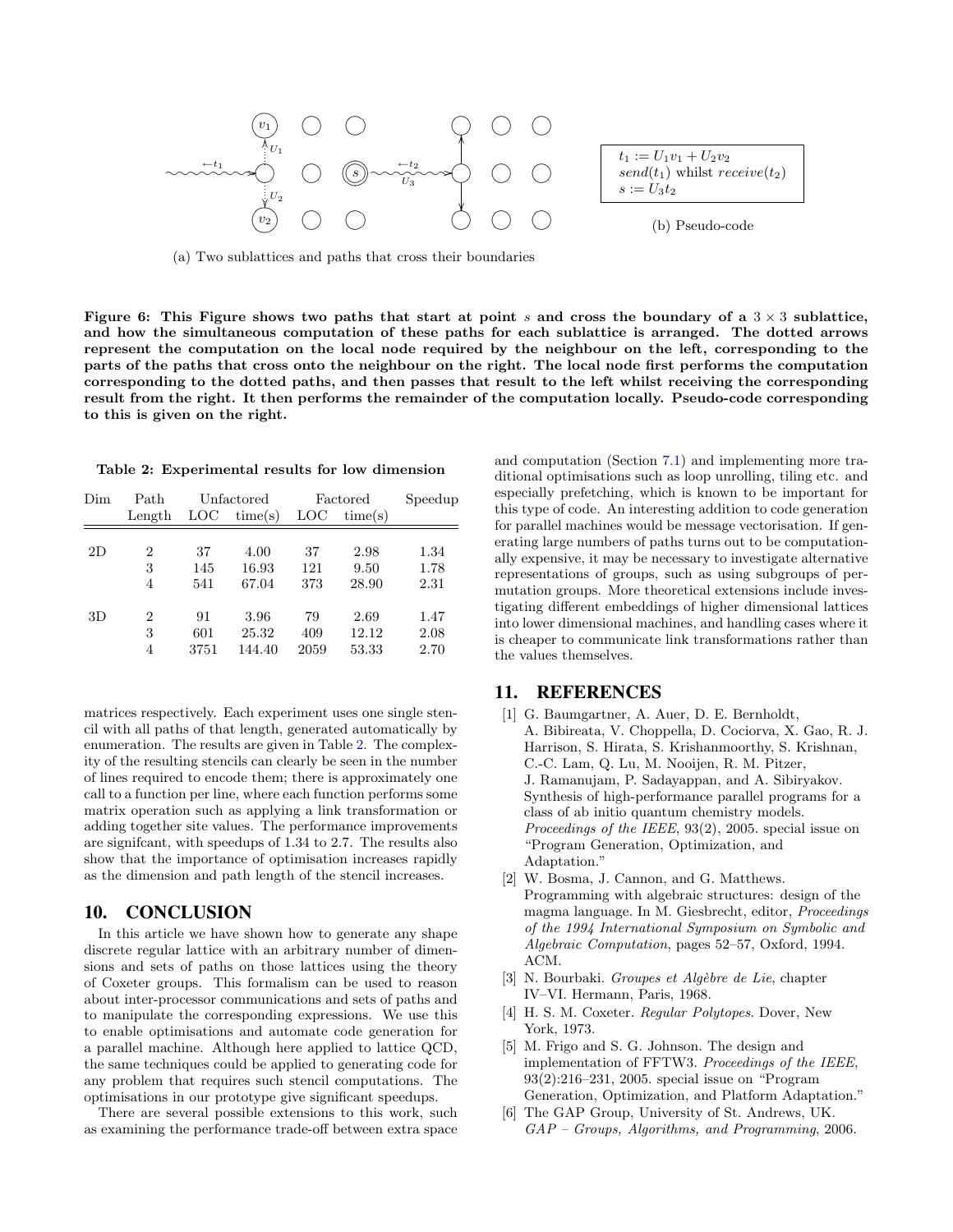$t_1 := U_1 v_1 + U_2 v_2$
$send(t_1)$ whilst $receive(t_2)$
$s := U_3 t_2$

(a) Two sublattices and paths that cross their boundaries

(b) Pseudo-code

**Figure 6: This Figure shows two paths that start at point $s$ and cross the boundary of a $3 \times 3$ sublattice, and how the simultaneous computation of these paths for each sublattice is arranged. The dotted arrows represent the computation on the local node required by the neighbour on the left, corresponding to the parts of the paths that cross onto the neighbour on the right. The local node first performs the computation corresponding to the dotted paths, and then passes that result to the left whilst receiving the corresponding result from the right. It then performs the remainder of the computation locally. Pseudo-code corresponding to this is given on the right.**

**Table 2: Experimental results for low dimension**

| Dim | Path Length | Unfactored LOC | Unfactored time(s) | Factored LOC | Factored time(s) | Speedup |
|---|---|---|---|---|---|---|
| 2D | 2 | 37 | 4.00 | 37 | 2.98 | 1.34 |
| | 3 | 145 | 16.93 | 121 | 9.50 | 1.78 |
| | 4 | 541 | 67.04 | 373 | 28.90 | 2.31 |
| 3D | 2 | 91 | 3.96 | 79 | 2.69 | 1.47 |
| | 3 | 601 | 25.32 | 409 | 12.12 | 2.08 |
| | 4 | 3751 | 144.40 | 2059 | 53.33 | 2.70 |

matrices respectively. Each experiment uses one single stencil with all paths of that length, generated automatically by enumeration. The results are given in Table 2. The complexity of the resulting stencils can clearly be seen in the number of lines required to encode them; there is approximately one call to a function per line, where each function performs some matrix operation such as applying a link transformation or adding together site values. The performance improvements are signifcant, with speedups of 1.34 to 2.7. The results also show that the importance of optimisation increases rapidly as the dimension and path length of the stencil increases.

## 10. CONCLUSION

In this article we have shown how to generate any shape discrete regular lattice with an arbitrary number of dimensions and sets of paths on those lattices using the theory of Coxeter groups. This formalism can be used to reason about inter-processor communications and sets of paths and to manipulate the corresponding expressions. We use this to enable optimisations and automate code generation for a parallel machine. Although here applied to lattice QCD, the same techniques could be applied to generating code for any problem that requires such stencil computations. The optimisations in our prototype give significant speedups.

There are several possible extensions to this work, such as examining the performance trade-off between extra space and computation (Section 7.1) and implementing more traditional optimisations such as loop unrolling, tiling etc. and especially prefetching, which is known to be important for this type of code. An interesting addition to code generation for parallel machines would be message vectorisation. If generating large numbers of paths turns out to be computationally expensive, it may be necessary to investigate alternative representations of groups, such as using subgroups of permutation groups. More theoretical extensions include investigating different embeddings of higher dimensional lattices into lower dimensional machines, and handling cases where it is cheaper to communicate link transformations rather than the values themselves.

## 11. REFERENCES

[1] G. Baumgartner, A. Auer, D. E. Bernholdt, A. Bibireata, V. Choppella, D. Cociorva, X. Gao, R. J. Harrison, S. Hirata, S. Krishanmoorthy, S. Krishnan, C.-C. Lam, Q. Lu, M. Nooijen, R. M. Pitzer, J. Ramanujam, P. Sadayappan, and A. Sibiryakov. Synthesis of high-performance parallel programs for a class of ab initio quantum chemistry models. *Proceedings of the IEEE*, 93(2), 2005. special issue on "Program Generation, Optimization, and Adaptation."

[2] W. Bosma, J. Cannon, and G. Matthews. Programming with algebraic structures: design of the magma language. In M. Giesbrecht, editor, *Proceedings of the 1994 International Symposium on Symbolic and Algebraic Computation*, pages 52–57, Oxford, 1994. ACM.

[3] N. Bourbaki. *Groupes et Algèbre de Lie*, chapter IV–VI. Hermann, Paris, 1968.

[4] H. S. M. Coxeter. *Regular Polytopes*. Dover, New York, 1973.

[5] M. Frigo and S. G. Johnson. The design and implementation of FFTW3. *Proceedings of the IEEE*, 93(2):216–231, 2005. special issue on "Program Generation, Optimization, and Platform Adaptation."

[6] The GAP Group, University of St. Andrews, UK. *GAP – Groups, Algorithms, and Programming*, 2006.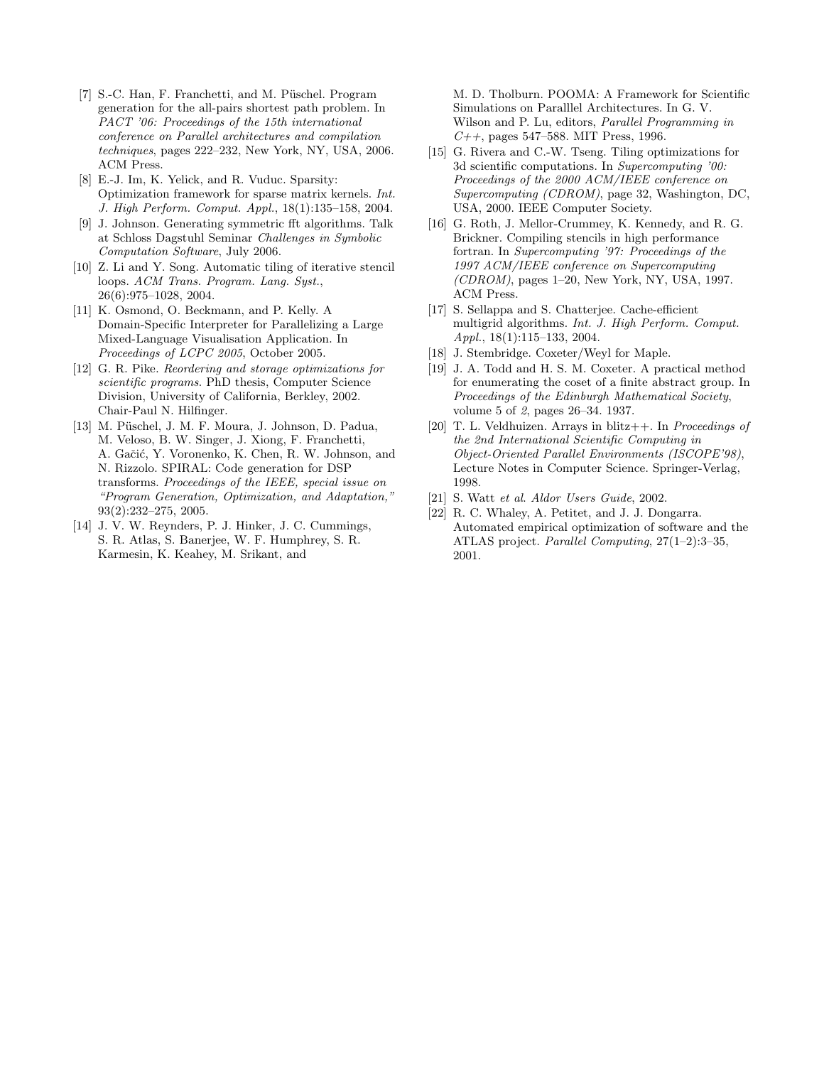[7] S.-C. Han, F. Franchetti, and M. Püschel. Program generation for the all-pairs shortest path problem. In *PACT '06: Proceedings of the 15th international conference on Parallel architectures and compilation techniques*, pages 222–232, New York, NY, USA, 2006. ACM Press.

[8] E.-J. Im, K. Yelick, and R. Vuduc. Sparsity: Optimization framework for sparse matrix kernels. *Int. J. High Perform. Comput. Appl.*, 18(1):135–158, 2004.

[9] J. Johnson. Generating symmetric fft algorithms. Talk at Schloss Dagstuhl Seminar *Challenges in Symbolic Computation Software*, July 2006.

[10] Z. Li and Y. Song. Automatic tiling of iterative stencil loops. *ACM Trans. Program. Lang. Syst.*, 26(6):975–1028, 2004.

[11] K. Osmond, O. Beckmann, and P. Kelly. A Domain-Specific Interpreter for Parallelizing a Large Mixed-Language Visualisation Application. In *Proceedings of LCPC 2005*, October 2005.

[12] G. R. Pike. *Reordering and storage optimizations for scientific programs*. PhD thesis, Computer Science Division, University of California, Berkley, 2002. Chair-Paul N. Hilfinger.

[13] M. Püschel, J. M. F. Moura, J. Johnson, D. Padua, M. Veloso, B. W. Singer, J. Xiong, F. Franchetti, A. Gačić, Y. Voronenko, K. Chen, R. W. Johnson, and N. Rizzolo. SPIRAL: Code generation for DSP transforms. *Proceedings of the IEEE, special issue on "Program Generation, Optimization, and Adaptation,"* 93(2):232–275, 2005.

[14] J. V. W. Reynders, P. J. Hinker, J. C. Cummings, S. R. Atlas, S. Banerjee, W. F. Humphrey, S. R. Karmesin, K. Keahey, M. Srikant, and M. D. Tholburn. POOMA: A Framework for Scientific Simulations on Paralllel Architectures. In G. V. Wilson and P. Lu, editors, *Parallel Programming in C++*, pages 547–588. MIT Press, 1996.

[15] G. Rivera and C.-W. Tseng. Tiling optimizations for 3d scientific computations. In *Supercomputing '00: Proceedings of the 2000 ACM/IEEE conference on Supercomputing (CDROM)*, page 32, Washington, DC, USA, 2000. IEEE Computer Society.

[16] G. Roth, J. Mellor-Crummey, K. Kennedy, and R. G. Brickner. Compiling stencils in high performance fortran. In *Supercomputing '97: Proceedings of the 1997 ACM/IEEE conference on Supercomputing (CDROM)*, pages 1–20, New York, NY, USA, 1997. ACM Press.

[17] S. Sellappa and S. Chatterjee. Cache-efficient multigrid algorithms. *Int. J. High Perform. Comput. Appl.*, 18(1):115–133, 2004.

[18] J. Stembridge. Coxeter/Weyl for Maple.

[19] J. A. Todd and H. S. M. Coxeter. A practical method for enumerating the coset of a finite abstract group. In *Proceedings of the Edinburgh Mathematical Society*, volume 5 of *2*, pages 26–34. 1937.

[20] T. L. Veldhuizen. Arrays in blitz++. In *Proceedings of the 2nd International Scientific Computing in Object-Oriented Parallel Environments (ISCOPE'98)*, Lecture Notes in Computer Science. Springer-Verlag, 1998.

[21] S. Watt *et al.* *Aldor Users Guide*, 2002.

[22] R. C. Whaley, A. Petitet, and J. J. Dongarra. Automated empirical optimization of software and the ATLAS project. *Parallel Computing*, 27(1–2):3–35, 2001.